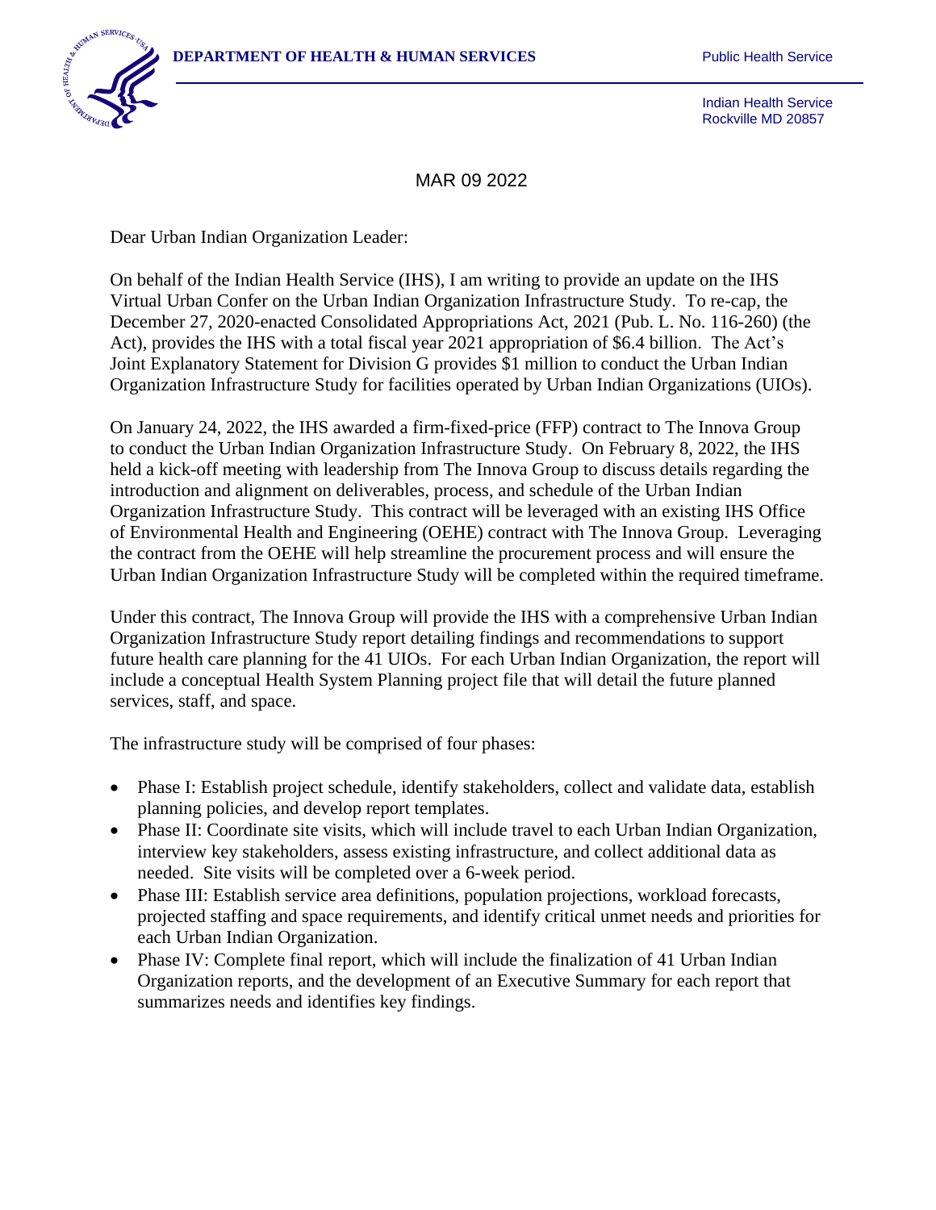**DEPARTMENT OF HEALTH & HUMAN SERVICES** Public Health Service

Indian Health Service
Rockville MD 20857

MAR 09 2022

Dear Urban Indian Organization Leader:

On behalf of the Indian Health Service (IHS), I am writing to provide an update on the IHS Virtual Urban Confer on the Urban Indian Organization Infrastructure Study. To re-cap, the December 27, 2020-enacted Consolidated Appropriations Act, 2021 (Pub. L. No. 116-260) (the Act), provides the IHS with a total fiscal year 2021 appropriation of $6.4 billion. The Act's Joint Explanatory Statement for Division G provides $1 million to conduct the Urban Indian Organization Infrastructure Study for facilities operated by Urban Indian Organizations (UIOs).

On January 24, 2022, the IHS awarded a firm-fixed-price (FFP) contract to The Innova Group to conduct the Urban Indian Organization Infrastructure Study. On February 8, 2022, the IHS held a kick-off meeting with leadership from The Innova Group to discuss details regarding the introduction and alignment on deliverables, process, and schedule of the Urban Indian Organization Infrastructure Study. This contract will be leveraged with an existing IHS Office of Environmental Health and Engineering (OEHE) contract with The Innova Group. Leveraging the contract from the OEHE will help streamline the procurement process and will ensure the Urban Indian Organization Infrastructure Study will be completed within the required timeframe.

Under this contract, The Innova Group will provide the IHS with a comprehensive Urban Indian Organization Infrastructure Study report detailing findings and recommendations to support future health care planning for the 41 UIOs. For each Urban Indian Organization, the report will include a conceptual Health System Planning project file that will detail the future planned services, staff, and space.

The infrastructure study will be comprised of four phases:

- Phase I: Establish project schedule, identify stakeholders, collect and validate data, establish planning policies, and develop report templates.
- Phase II: Coordinate site visits, which will include travel to each Urban Indian Organization, interview key stakeholders, assess existing infrastructure, and collect additional data as needed. Site visits will be completed over a 6-week period.
- Phase III: Establish service area definitions, population projections, workload forecasts, projected staffing and space requirements, and identify critical unmet needs and priorities for each Urban Indian Organization.
- Phase IV: Complete final report, which will include the finalization of 41 Urban Indian Organization reports, and the development of an Executive Summary for each report that summarizes needs and identifies key findings.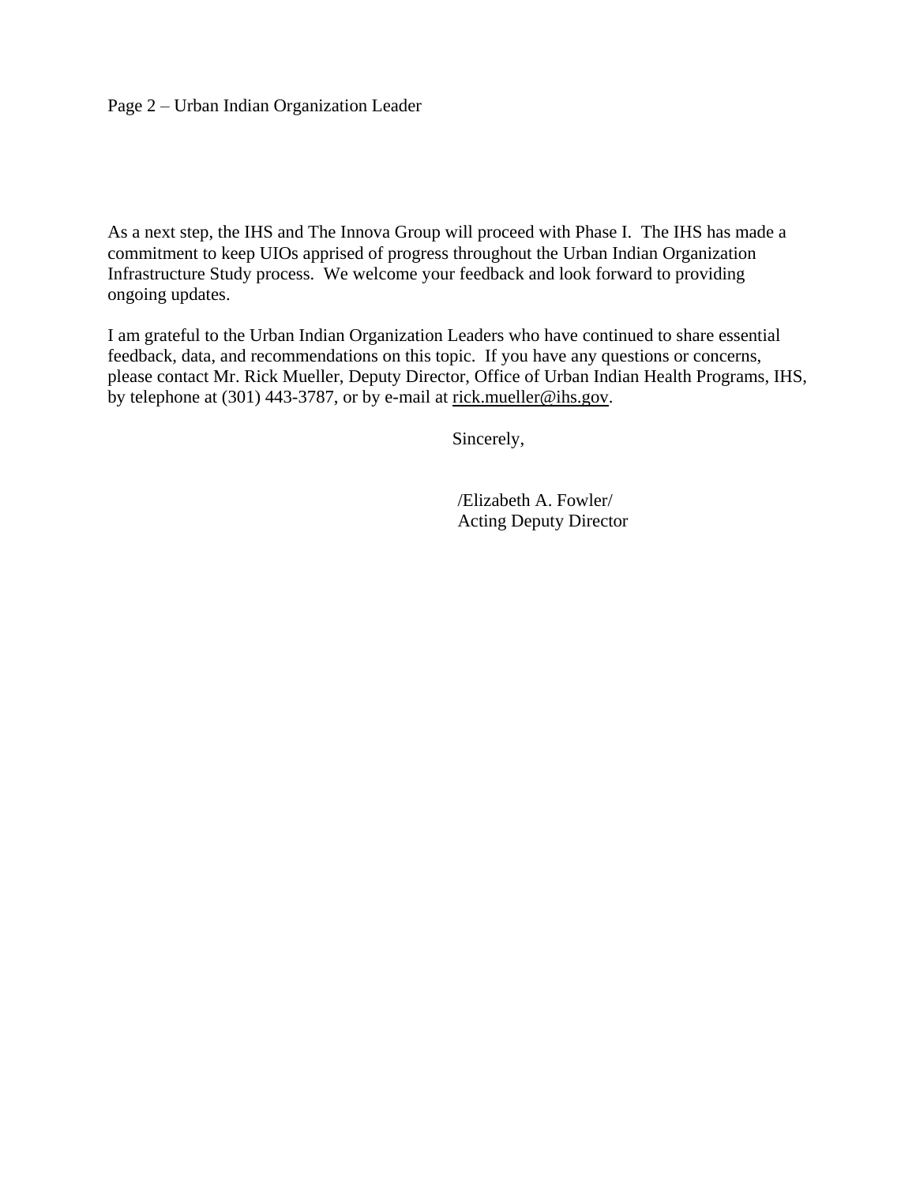As a next step, the IHS and The Innova Group will proceed with Phase I. The IHS has made a commitment to keep UIOs apprised of progress throughout the Urban Indian Organization Infrastructure Study process. We welcome your feedback and look forward to providing ongoing updates.

I am grateful to the Urban Indian Organization Leaders who have continued to share essential feedback, data, and recommendations on this topic. If you have any questions or concerns, please contact Mr. Rick Mueller, Deputy Director, Office of Urban Indian Health Programs, IHS, by telephone at (301) 443-3787, or by e-mail at rick.mueller@ihs.gov.

Sincerely,

/Elizabeth A. Fowler/
Acting Deputy Director